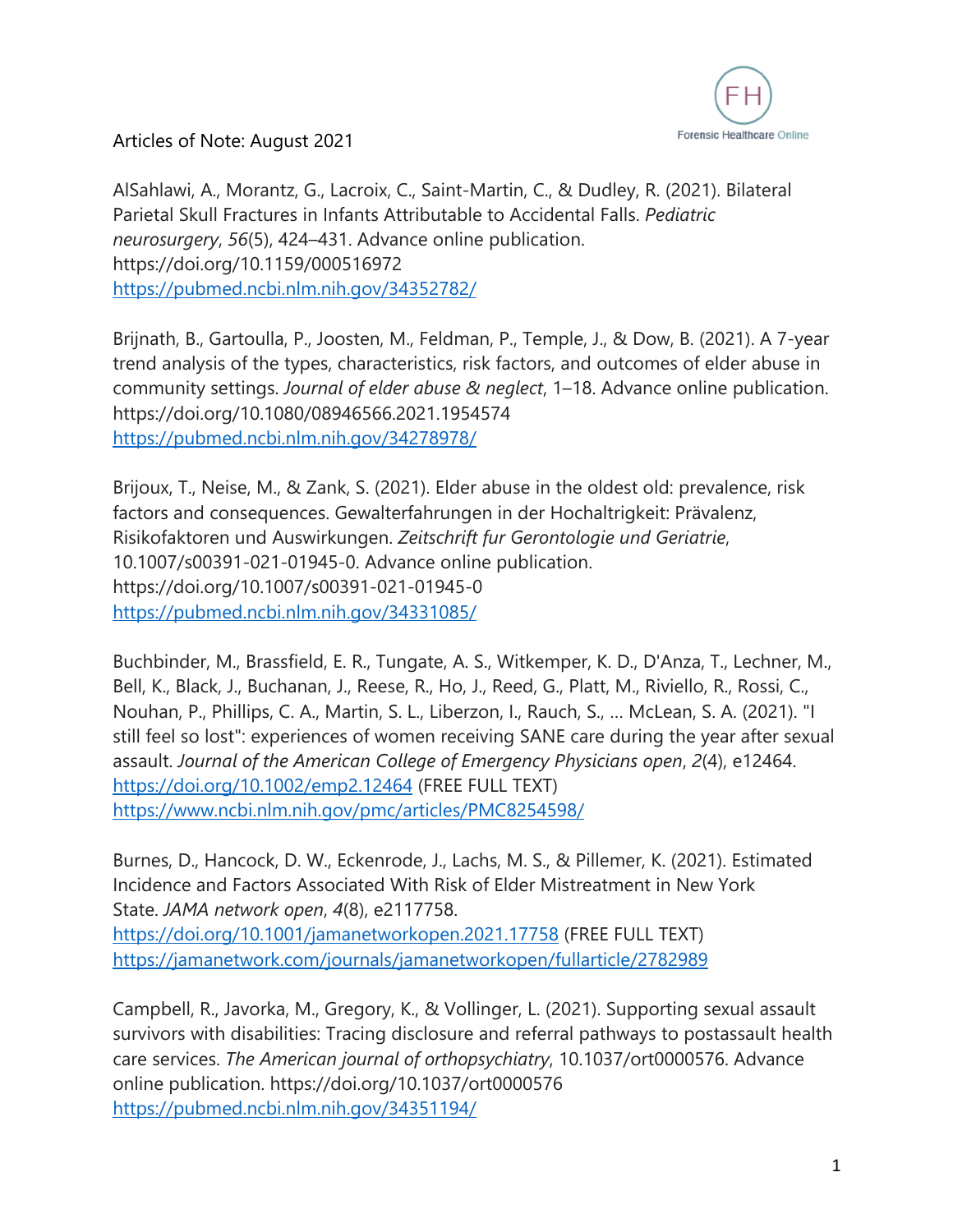# Articles of Note: August 2021

AlSahlawi, A., Morantz, G., Lacroix, C., Saint-Martin, C., & Dudley, R. (2021). Bilateral Parietal Skull Fractures in Infants Attributable to Accidental Falls. *Pediatric neurosurgery*, *56*(5), 424–431. Advance online publication. https://doi.org/10.1159/000516972
https://pubmed.ncbi.nlm.nih.gov/34352782/

Brijnath, B., Gartoulla, P., Joosten, M., Feldman, P., Temple, J., & Dow, B. (2021). A 7-year trend analysis of the types, characteristics, risk factors, and outcomes of elder abuse in community settings. *Journal of elder abuse & neglect*, 1–18. Advance online publication. https://doi.org/10.1080/08946566.2021.1954574
https://pubmed.ncbi.nlm.nih.gov/34278978/

Brijoux, T., Neise, M., & Zank, S. (2021). Elder abuse in the oldest old: prevalence, risk factors and consequences. Gewalterfahrungen in der Hochaltrigkeit: Prävalenz, Risikofaktoren und Auswirkungen. *Zeitschrift fur Gerontologie und Geriatrie*, 10.1007/s00391-021-01945-0. Advance online publication. https://doi.org/10.1007/s00391-021-01945-0
https://pubmed.ncbi.nlm.nih.gov/34331085/

Buchbinder, M., Brassfield, E. R., Tungate, A. S., Witkemper, K. D., D'Anza, T., Lechner, M., Bell, K., Black, J., Buchanan, J., Reese, R., Ho, J., Reed, G., Platt, M., Riviello, R., Rossi, C., Nouhan, P., Phillips, C. A., Martin, S. L., Liberzon, I., Rauch, S., … McLean, S. A. (2021). "I still feel so lost": experiences of women receiving SANE care during the year after sexual assault. *Journal of the American College of Emergency Physicians open*, *2*(4), e12464. https://doi.org/10.1002/emp2.12464 (FREE FULL TEXT)
https://www.ncbi.nlm.nih.gov/pmc/articles/PMC8254598/

Burnes, D., Hancock, D. W., Eckenrode, J., Lachs, M. S., & Pillemer, K. (2021). Estimated Incidence and Factors Associated With Risk of Elder Mistreatment in New York State. *JAMA network open*, *4*(8), e2117758.
https://doi.org/10.1001/jamanetworkopen.2021.17758 (FREE FULL TEXT)
https://jamanetwork.com/journals/jamanetworkopen/fullarticle/2782989

Campbell, R., Javorka, M., Gregory, K., & Vollinger, L. (2021). Supporting sexual assault survivors with disabilities: Tracing disclosure and referral pathways to postassault health care services. *The American journal of orthopsychiatry*, 10.1037/ort0000576. Advance online publication. https://doi.org/10.1037/ort0000576
https://pubmed.ncbi.nlm.nih.gov/34351194/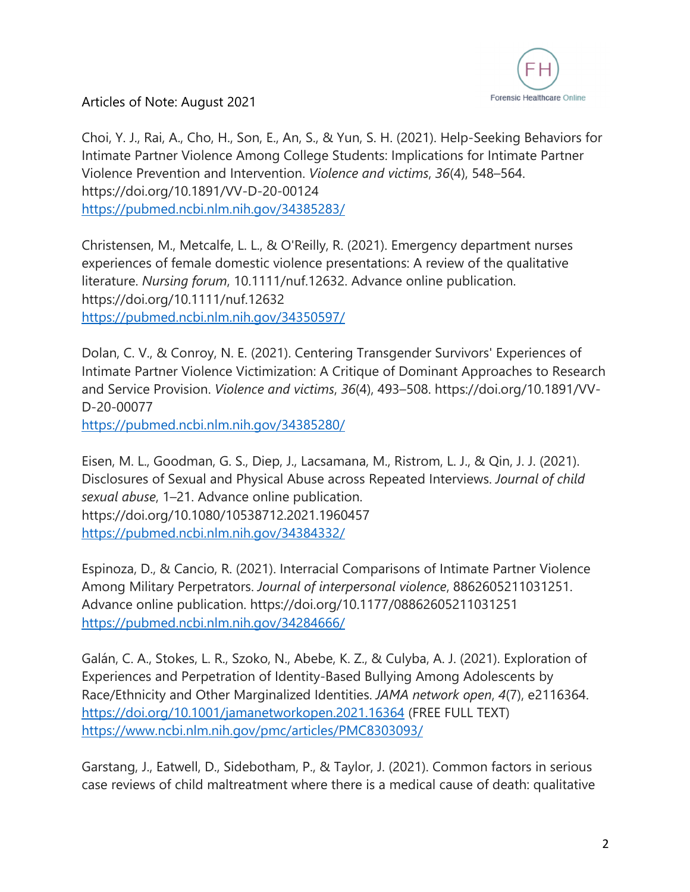Articles of Note: August 2021

Choi, Y. J., Rai, A., Cho, H., Son, E., An, S., & Yun, S. H. (2021). Help-Seeking Behaviors for Intimate Partner Violence Among College Students: Implications for Intimate Partner Violence Prevention and Intervention. *Violence and victims*, *36*(4), 548–564. https://doi.org/10.1891/VV-D-20-00124
https://pubmed.ncbi.nlm.nih.gov/34385283/

Christensen, M., Metcalfe, L. L., & O'Reilly, R. (2021). Emergency department nurses experiences of female domestic violence presentations: A review of the qualitative literature. *Nursing forum*, 10.1111/nuf.12632. Advance online publication. https://doi.org/10.1111/nuf.12632
https://pubmed.ncbi.nlm.nih.gov/34350597/

Dolan, C. V., & Conroy, N. E. (2021). Centering Transgender Survivors' Experiences of Intimate Partner Violence Victimization: A Critique of Dominant Approaches to Research and Service Provision. *Violence and victims*, *36*(4), 493–508. https://doi.org/10.1891/VV-D-20-00077
https://pubmed.ncbi.nlm.nih.gov/34385280/

Eisen, M. L., Goodman, G. S., Diep, J., Lacsamana, M., Ristrom, L. J., & Qin, J. J. (2021). Disclosures of Sexual and Physical Abuse across Repeated Interviews. *Journal of child sexual abuse*, 1–21. Advance online publication. https://doi.org/10.1080/10538712.2021.1960457
https://pubmed.ncbi.nlm.nih.gov/34384332/

Espinoza, D., & Cancio, R. (2021). Interracial Comparisons of Intimate Partner Violence Among Military Perpetrators. *Journal of interpersonal violence*, 8862605211031251. Advance online publication. https://doi.org/10.1177/08862605211031251
https://pubmed.ncbi.nlm.nih.gov/34284666/

Galán, C. A., Stokes, L. R., Szoko, N., Abebe, K. Z., & Culyba, A. J. (2021). Exploration of Experiences and Perpetration of Identity-Based Bullying Among Adolescents by Race/Ethnicity and Other Marginalized Identities. *JAMA network open*, *4*(7), e2116364. https://doi.org/10.1001/jamanetworkopen.2021.16364 (FREE FULL TEXT)
https://www.ncbi.nlm.nih.gov/pmc/articles/PMC8303093/

Garstang, J., Eatwell, D., Sidebotham, P., & Taylor, J. (2021). Common factors in serious case reviews of child maltreatment where there is a medical cause of death: qualitative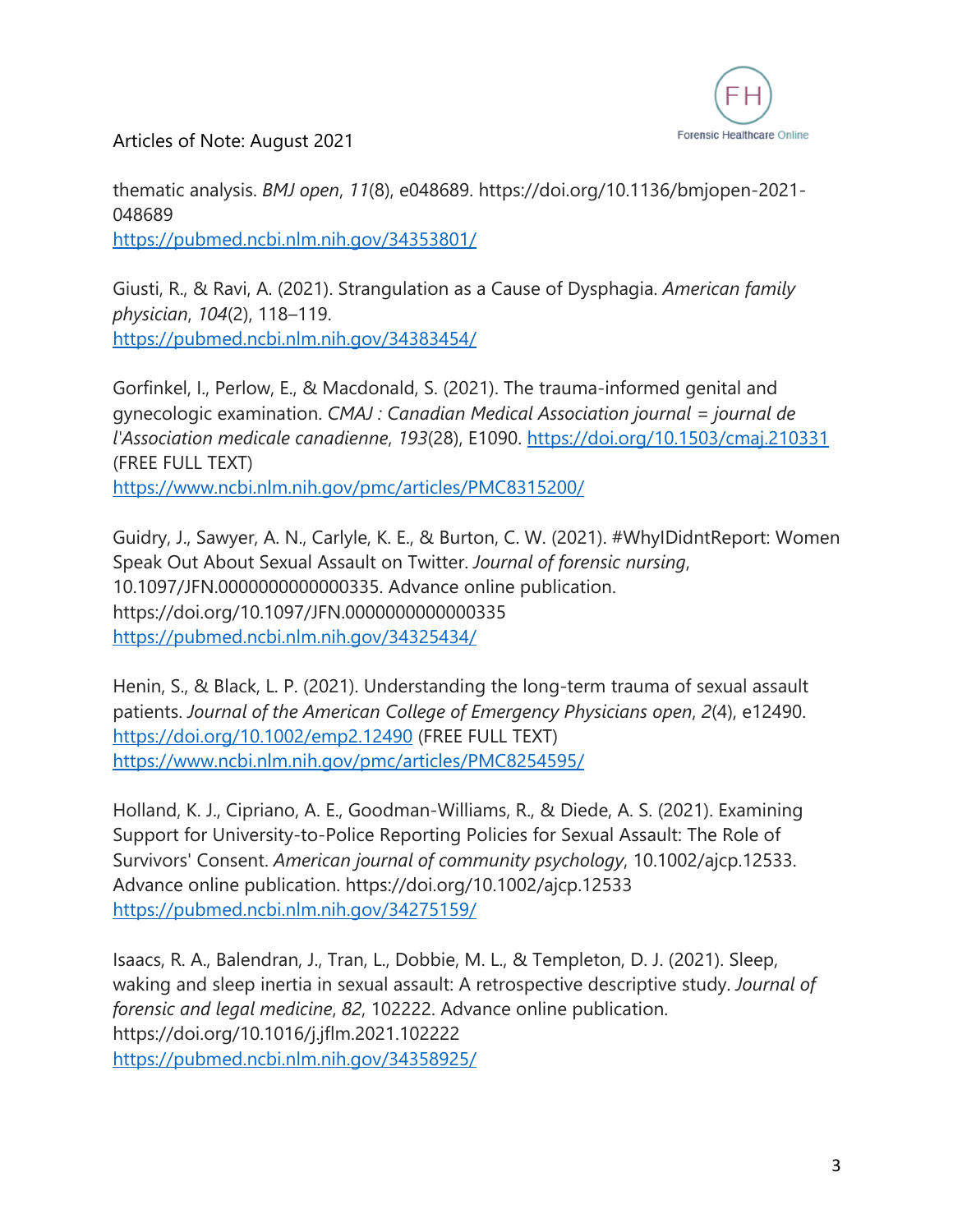thematic analysis. *BMJ open*, *11*(8), e048689. https://doi.org/10.1136/bmjopen-2021-048689
https://pubmed.ncbi.nlm.nih.gov/34353801/

Giusti, R., & Ravi, A. (2021). Strangulation as a Cause of Dysphagia. *American family physician*, *104*(2), 118–119.
https://pubmed.ncbi.nlm.nih.gov/34383454/

Gorfinkel, I., Perlow, E., & Macdonald, S. (2021). The trauma-informed genital and gynecologic examination. *CMAJ : Canadian Medical Association journal = journal de l'Association medicale canadienne*, *193*(28), E1090. https://doi.org/10.1503/cmaj.210331 (FREE FULL TEXT)
https://www.ncbi.nlm.nih.gov/pmc/articles/PMC8315200/

Guidry, J., Sawyer, A. N., Carlyle, K. E., & Burton, C. W. (2021). #WhyIDidntReport: Women Speak Out About Sexual Assault on Twitter. *Journal of forensic nursing*, 10.1097/JFN.0000000000000335. Advance online publication. https://doi.org/10.1097/JFN.0000000000000335
https://pubmed.ncbi.nlm.nih.gov/34325434/

Henin, S., & Black, L. P. (2021). Understanding the long-term trauma of sexual assault patients. *Journal of the American College of Emergency Physicians open*, *2*(4), e12490. https://doi.org/10.1002/emp2.12490 (FREE FULL TEXT)
https://www.ncbi.nlm.nih.gov/pmc/articles/PMC8254595/

Holland, K. J., Cipriano, A. E., Goodman-Williams, R., & Diede, A. S. (2021). Examining Support for University-to-Police Reporting Policies for Sexual Assault: The Role of Survivors' Consent. *American journal of community psychology*, 10.1002/ajcp.12533. Advance online publication. https://doi.org/10.1002/ajcp.12533
https://pubmed.ncbi.nlm.nih.gov/34275159/

Isaacs, R. A., Balendran, J., Tran, L., Dobbie, M. L., & Templeton, D. J. (2021). Sleep, waking and sleep inertia in sexual assault: A retrospective descriptive study. *Journal of forensic and legal medicine*, *82*, 102222. Advance online publication. https://doi.org/10.1016/j.jflm.2021.102222
https://pubmed.ncbi.nlm.nih.gov/34358925/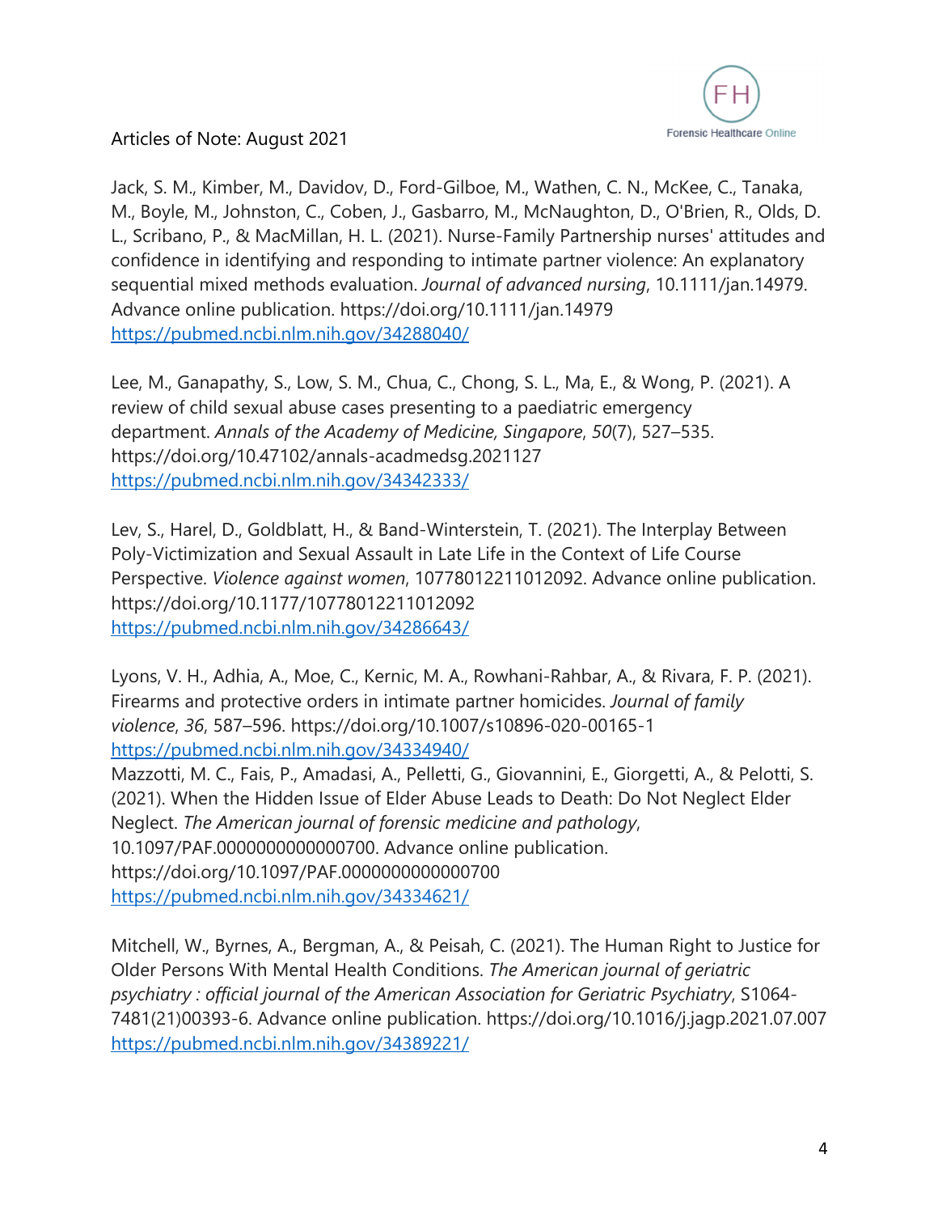Articles of Note: August 2021

Jack, S. M., Kimber, M., Davidov, D., Ford-Gilboe, M., Wathen, C. N., McKee, C., Tanaka, M., Boyle, M., Johnston, C., Coben, J., Gasbarro, M., McNaughton, D., O'Brien, R., Olds, D. L., Scribano, P., & MacMillan, H. L. (2021). Nurse-Family Partnership nurses' attitudes and confidence in identifying and responding to intimate partner violence: An explanatory sequential mixed methods evaluation. *Journal of advanced nursing*, 10.1111/jan.14979. Advance online publication. https://doi.org/10.1111/jan.14979
https://pubmed.ncbi.nlm.nih.gov/34288040/

Lee, M., Ganapathy, S., Low, S. M., Chua, C., Chong, S. L., Ma, E., & Wong, P. (2021). A review of child sexual abuse cases presenting to a paediatric emergency department. *Annals of the Academy of Medicine, Singapore*, *50*(7), 527–535. https://doi.org/10.47102/annals-acadmedsg.2021127
https://pubmed.ncbi.nlm.nih.gov/34342333/

Lev, S., Harel, D., Goldblatt, H., & Band-Winterstein, T. (2021). The Interplay Between Poly-Victimization and Sexual Assault in Late Life in the Context of Life Course Perspective. *Violence against women*, 10778012211012092. Advance online publication. https://doi.org/10.1177/10778012211012092
https://pubmed.ncbi.nlm.nih.gov/34286643/

Lyons, V. H., Adhia, A., Moe, C., Kernic, M. A., Rowhani-Rahbar, A., & Rivara, F. P. (2021). Firearms and protective orders in intimate partner homicides. *Journal of family violence*, *36*, 587–596. https://doi.org/10.1007/s10896-020-00165-1
https://pubmed.ncbi.nlm.nih.gov/34334940/

Mazzotti, M. C., Fais, P., Amadasi, A., Pelletti, G., Giovannini, E., Giorgetti, A., & Pelotti, S. (2021). When the Hidden Issue of Elder Abuse Leads to Death: Do Not Neglect Elder Neglect. *The American journal of forensic medicine and pathology*, 10.1097/PAF.0000000000000700. Advance online publication. https://doi.org/10.1097/PAF.0000000000000700
https://pubmed.ncbi.nlm.nih.gov/34334621/

Mitchell, W., Byrnes, A., Bergman, A., & Peisah, C. (2021). The Human Right to Justice for Older Persons With Mental Health Conditions. *The American journal of geriatric psychiatry : official journal of the American Association for Geriatric Psychiatry*, S1064-7481(21)00393-6. Advance online publication. https://doi.org/10.1016/j.jagp.2021.07.007
https://pubmed.ncbi.nlm.nih.gov/34389221/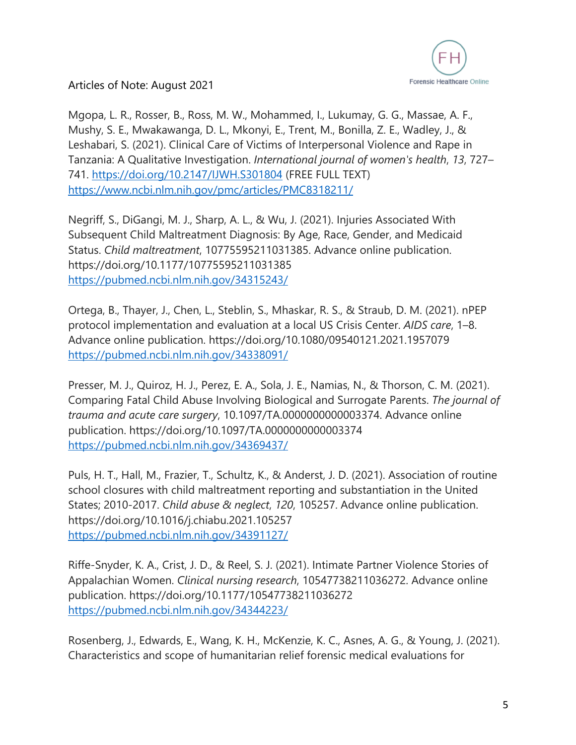Articles of Note: August 2021

Mgopa, L. R., Rosser, B., Ross, M. W., Mohammed, I., Lukumay, G. G., Massae, A. F., Mushy, S. E., Mwakawanga, D. L., Mkonyi, E., Trent, M., Bonilla, Z. E., Wadley, J., & Leshabari, S. (2021). Clinical Care of Victims of Interpersonal Violence and Rape in Tanzania: A Qualitative Investigation. *International journal of women's health*, *13*, 727–741. https://doi.org/10.2147/IJWH.S301804 (FREE FULL TEXT) https://www.ncbi.nlm.nih.gov/pmc/articles/PMC8318211/

Negriff, S., DiGangi, M. J., Sharp, A. L., & Wu, J. (2021). Injuries Associated With Subsequent Child Maltreatment Diagnosis: By Age, Race, Gender, and Medicaid Status. *Child maltreatment*, 10775595211031385. Advance online publication. https://doi.org/10.1177/10775595211031385 https://pubmed.ncbi.nlm.nih.gov/34315243/

Ortega, B., Thayer, J., Chen, L., Steblin, S., Mhaskar, R. S., & Straub, D. M. (2021). nPEP protocol implementation and evaluation at a local US Crisis Center. *AIDS care*, 1–8. Advance online publication. https://doi.org/10.1080/09540121.2021.1957079 https://pubmed.ncbi.nlm.nih.gov/34338091/

Presser, M. J., Quiroz, H. J., Perez, E. A., Sola, J. E., Namias, N., & Thorson, C. M. (2021). Comparing Fatal Child Abuse Involving Biological and Surrogate Parents. *The journal of trauma and acute care surgery*, 10.1097/TA.0000000000003374. Advance online publication. https://doi.org/10.1097/TA.0000000000003374 https://pubmed.ncbi.nlm.nih.gov/34369437/

Puls, H. T., Hall, M., Frazier, T., Schultz, K., & Anderst, J. D. (2021). Association of routine school closures with child maltreatment reporting and substantiation in the United States; 2010-2017. *Child abuse & neglect*, *120*, 105257. Advance online publication. https://doi.org/10.1016/j.chiabu.2021.105257 https://pubmed.ncbi.nlm.nih.gov/34391127/

Riffe-Snyder, K. A., Crist, J. D., & Reel, S. J. (2021). Intimate Partner Violence Stories of Appalachian Women. *Clinical nursing research*, 10547738211036272. Advance online publication. https://doi.org/10.1177/10547738211036272 https://pubmed.ncbi.nlm.nih.gov/34344223/

Rosenberg, J., Edwards, E., Wang, K. H., McKenzie, K. C., Asnes, A. G., & Young, J. (2021). Characteristics and scope of humanitarian relief forensic medical evaluations for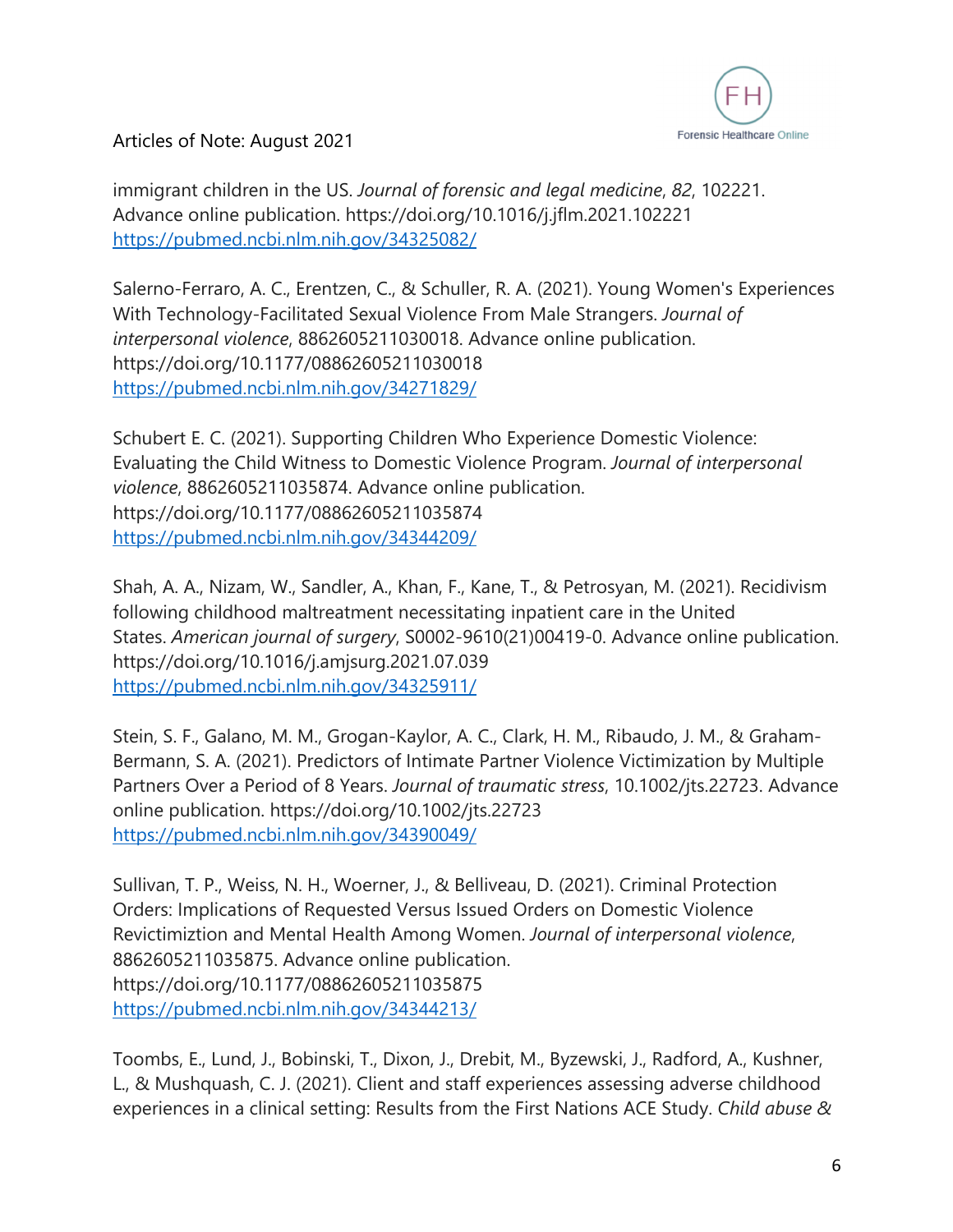immigrant children in the US. *Journal of forensic and legal medicine*, *82*, 102221. Advance online publication. https://doi.org/10.1016/j.jflm.2021.102221
https://pubmed.ncbi.nlm.nih.gov/34325082/

Salerno-Ferraro, A. C., Erentzen, C., & Schuller, R. A. (2021). Young Women's Experiences With Technology-Facilitated Sexual Violence From Male Strangers. *Journal of interpersonal violence*, 8862605211030018. Advance online publication. https://doi.org/10.1177/08862605211030018
https://pubmed.ncbi.nlm.nih.gov/34271829/

Schubert E. C. (2021). Supporting Children Who Experience Domestic Violence: Evaluating the Child Witness to Domestic Violence Program. *Journal of interpersonal violence*, 8862605211035874. Advance online publication. https://doi.org/10.1177/08862605211035874
https://pubmed.ncbi.nlm.nih.gov/34344209/

Shah, A. A., Nizam, W., Sandler, A., Khan, F., Kane, T., & Petrosyan, M. (2021). Recidivism following childhood maltreatment necessitating inpatient care in the United States. *American journal of surgery*, S0002-9610(21)00419-0. Advance online publication. https://doi.org/10.1016/j.amjsurg.2021.07.039
https://pubmed.ncbi.nlm.nih.gov/34325911/

Stein, S. F., Galano, M. M., Grogan-Kaylor, A. C., Clark, H. M., Ribaudo, J. M., & Graham-Bermann, S. A. (2021). Predictors of Intimate Partner Violence Victimization by Multiple Partners Over a Period of 8 Years. *Journal of traumatic stress*, 10.1002/jts.22723. Advance online publication. https://doi.org/10.1002/jts.22723
https://pubmed.ncbi.nlm.nih.gov/34390049/

Sullivan, T. P., Weiss, N. H., Woerner, J., & Belliveau, D. (2021). Criminal Protection Orders: Implications of Requested Versus Issued Orders on Domestic Violence Revictimiztion and Mental Health Among Women. *Journal of interpersonal violence*, 8862605211035875. Advance online publication. https://doi.org/10.1177/08862605211035875
https://pubmed.ncbi.nlm.nih.gov/34344213/

Toombs, E., Lund, J., Bobinski, T., Dixon, J., Drebit, M., Byzewski, J., Radford, A., Kushner, L., & Mushquash, C. J. (2021). Client and staff experiences assessing adverse childhood experiences in a clinical setting: Results from the First Nations ACE Study. *Child abuse &*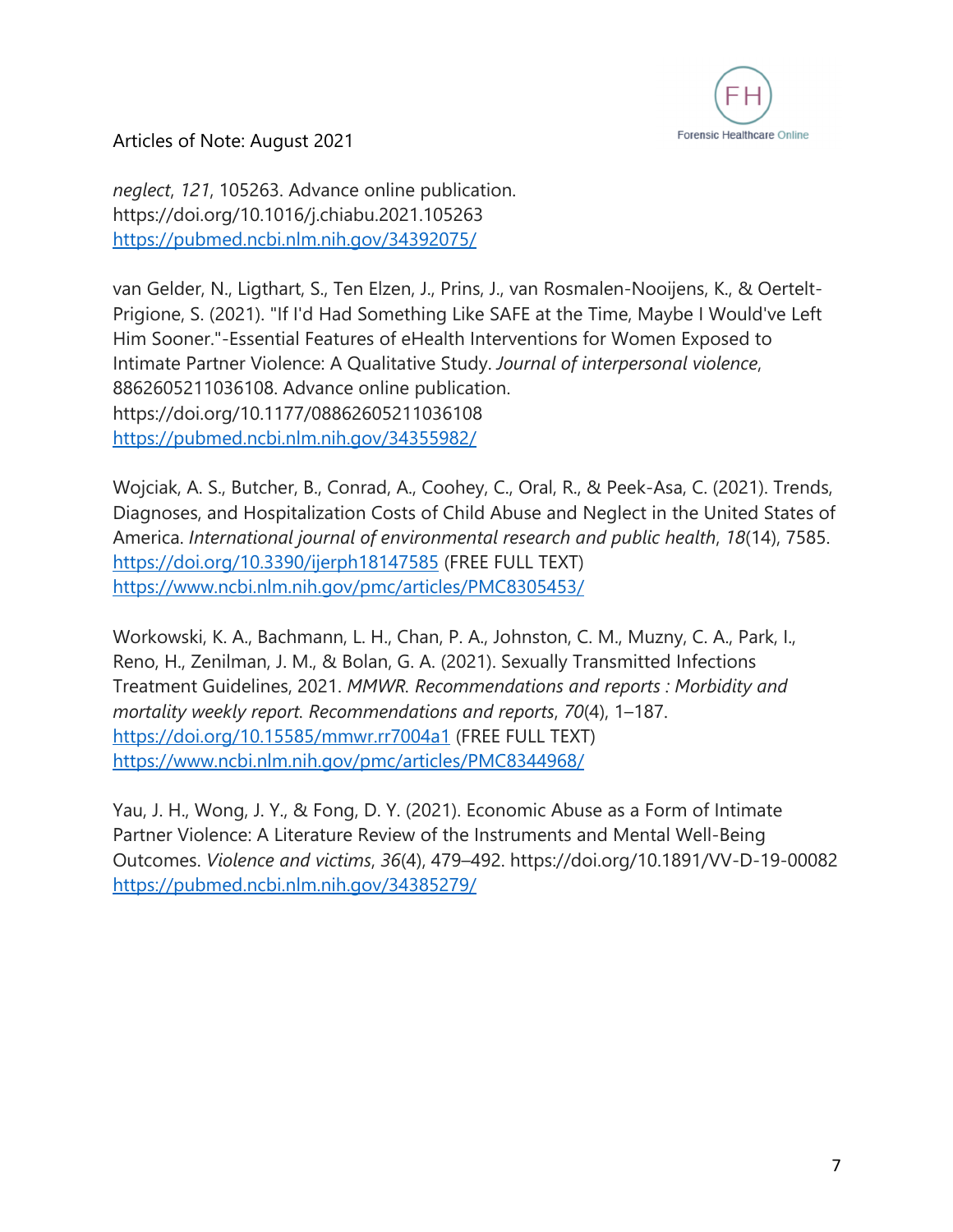*neglect*, *121*, 105263. Advance online publication. https://doi.org/10.1016/j.chiabu.2021.105263
https://pubmed.ncbi.nlm.nih.gov/34392075/

van Gelder, N., Ligthart, S., Ten Elzen, J., Prins, J., van Rosmalen-Nooijens, K., & Oertelt-Prigione, S. (2021). "If I'd Had Something Like SAFE at the Time, Maybe I Would've Left Him Sooner."-Essential Features of eHealth Interventions for Women Exposed to Intimate Partner Violence: A Qualitative Study. *Journal of interpersonal violence*, 8862605211036108. Advance online publication. https://doi.org/10.1177/08862605211036108
https://pubmed.ncbi.nlm.nih.gov/34355982/

Wojciak, A. S., Butcher, B., Conrad, A., Coohey, C., Oral, R., & Peek-Asa, C. (2021). Trends, Diagnoses, and Hospitalization Costs of Child Abuse and Neglect in the United States of America. *International journal of environmental research and public health*, *18*(14), 7585. https://doi.org/10.3390/ijerph18147585 (FREE FULL TEXT)
https://www.ncbi.nlm.nih.gov/pmc/articles/PMC8305453/

Workowski, K. A., Bachmann, L. H., Chan, P. A., Johnston, C. M., Muzny, C. A., Park, I., Reno, H., Zenilman, J. M., & Bolan, G. A. (2021). Sexually Transmitted Infections Treatment Guidelines, 2021. *MMWR. Recommendations and reports : Morbidity and mortality weekly report. Recommendations and reports*, *70*(4), 1–187. https://doi.org/10.15585/mmwr.rr7004a1 (FREE FULL TEXT)
https://www.ncbi.nlm.nih.gov/pmc/articles/PMC8344968/

Yau, J. H., Wong, J. Y., & Fong, D. Y. (2021). Economic Abuse as a Form of Intimate Partner Violence: A Literature Review of the Instruments and Mental Well-Being Outcomes. *Violence and victims*, *36*(4), 479–492. https://doi.org/10.1891/VV-D-19-00082
https://pubmed.ncbi.nlm.nih.gov/34385279/